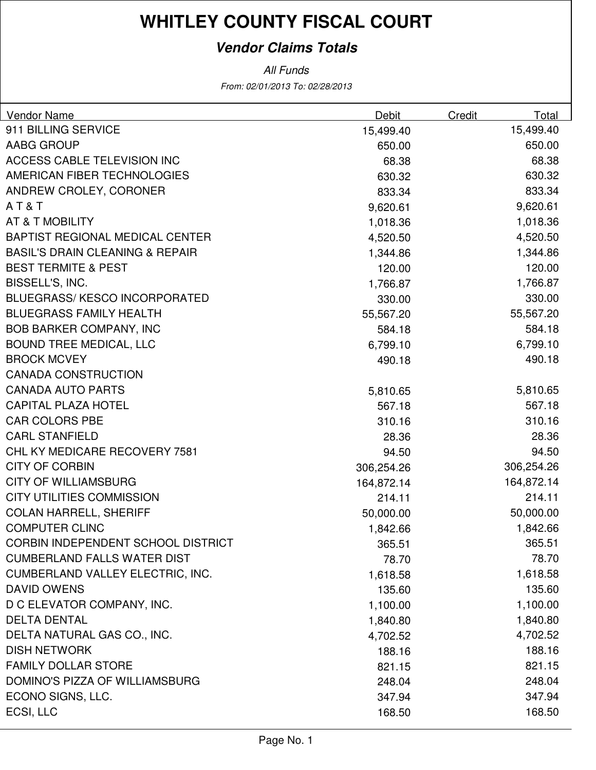# WHITLEY COUNTY FISCAL COURT

## *Vendor Claims Totals*

*All Funds*

*From: 02/01/2013 To: 02/28/2013*

| Vendor Name | Debit | Credit | Total |
|---|---|---|---|
| 911 BILLING SERVICE | 15,499.40 | | 15,499.40 |
| AABG GROUP | 650.00 | | 650.00 |
| ACCESS CABLE TELEVISION INC | 68.38 | | 68.38 |
| AMERICAN FIBER TECHNOLOGIES | 630.32 | | 630.32 |
| ANDREW CROLEY, CORONER | 833.34 | | 833.34 |
| A T & T | 9,620.61 | | 9,620.61 |
| AT & T MOBILITY | 1,018.36 | | 1,018.36 |
| BAPTIST REGIONAL MEDICAL CENTER | 4,520.50 | | 4,520.50 |
| BASIL'S DRAIN CLEANING & REPAIR | 1,344.86 | | 1,344.86 |
| BEST TERMITE & PEST | 120.00 | | 120.00 |
| BISSELL'S, INC. | 1,766.87 | | 1,766.87 |
| BLUEGRASS/ KESCO INCORPORATED | 330.00 | | 330.00 |
| BLUEGRASS FAMILY HEALTH | 55,567.20 | | 55,567.20 |
| BOB BARKER COMPANY, INC | 584.18 | | 584.18 |
| BOUND TREE MEDICAL, LLC | 6,799.10 | | 6,799.10 |
| BROCK MCVEY | 490.18 | | 490.18 |
| CANADA CONSTRUCTION | | | |
| CANADA AUTO PARTS | 5,810.65 | | 5,810.65 |
| CAPITAL PLAZA HOTEL | 567.18 | | 567.18 |
| CAR COLORS PBE | 310.16 | | 310.16 |
| CARL STANFIELD | 28.36 | | 28.36 |
| CHL KY MEDICARE RECOVERY 7581 | 94.50 | | 94.50 |
| CITY OF CORBIN | 306,254.26 | | 306,254.26 |
| CITY OF WILLIAMSBURG | 164,872.14 | | 164,872.14 |
| CITY UTILITIES COMMISSION | 214.11 | | 214.11 |
| COLAN HARRELL, SHERIFF | 50,000.00 | | 50,000.00 |
| COMPUTER CLINC | 1,842.66 | | 1,842.66 |
| CORBIN INDEPENDENT SCHOOL DISTRICT | 365.51 | | 365.51 |
| CUMBERLAND FALLS WATER DIST | 78.70 | | 78.70 |
| CUMBERLAND VALLEY ELECTRIC, INC. | 1,618.58 | | 1,618.58 |
| DAVID OWENS | 135.60 | | 135.60 |
| D C ELEVATOR COMPANY, INC. | 1,100.00 | | 1,100.00 |
| DELTA DENTAL | 1,840.80 | | 1,840.80 |
| DELTA NATURAL GAS CO., INC. | 4,702.52 | | 4,702.52 |
| DISH NETWORK | 188.16 | | 188.16 |
| FAMILY DOLLAR STORE | 821.15 | | 821.15 |
| DOMINO'S PIZZA OF WILLIAMSBURG | 248.04 | | 248.04 |
| ECONO SIGNS, LLC. | 347.94 | | 347.94 |
| ECSI, LLC | 168.50 | | 168.50 |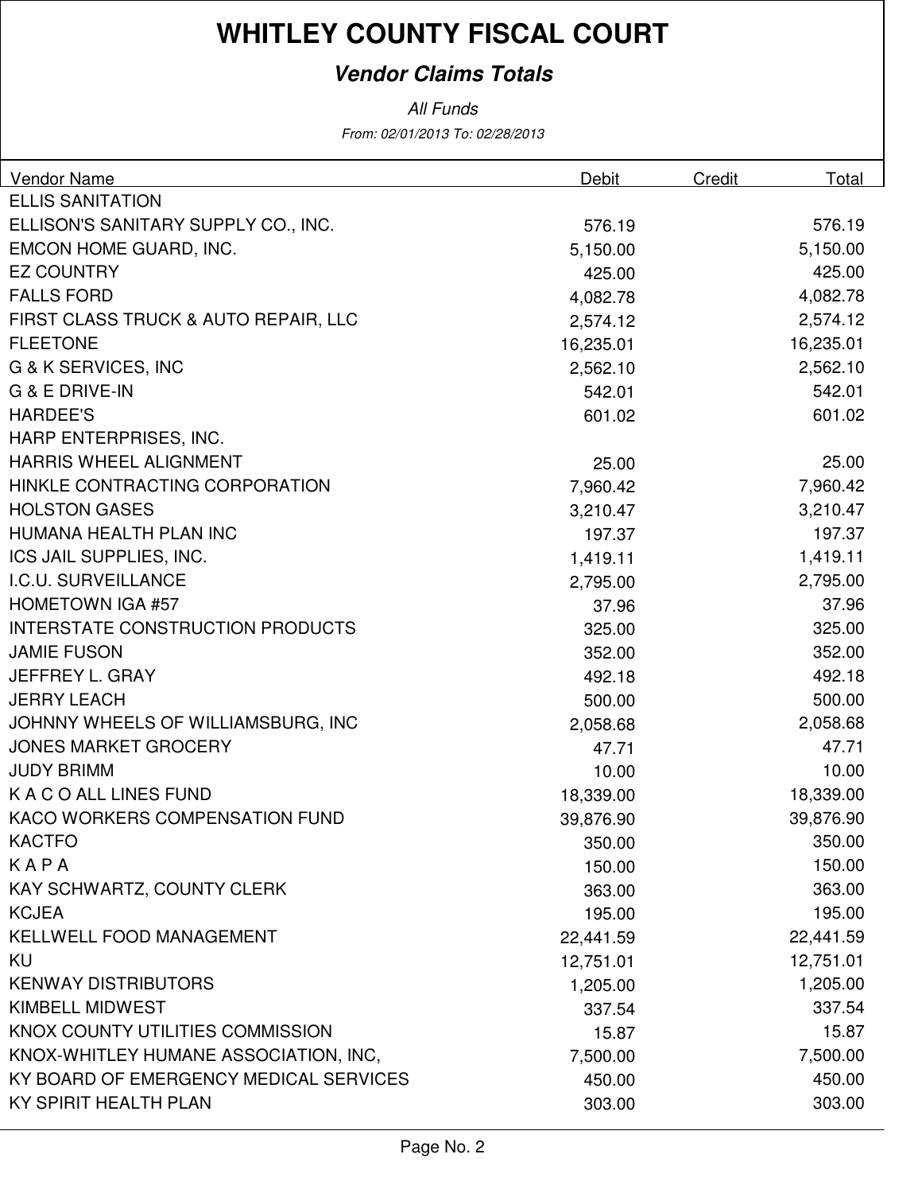# WHITLEY COUNTY FISCAL COURT

## *Vendor Claims Totals*

*All Funds*

*From: 02/01/2013 To: 02/28/2013*

| Vendor Name | Debit | Credit | Total |
|---|---|---|---|
| ELLIS SANITATION | | | |
| ELLISON'S SANITARY SUPPLY CO., INC. | 576.19 | | 576.19 |
| EMCON HOME GUARD, INC. | 5,150.00 | | 5,150.00 |
| EZ COUNTRY | 425.00 | | 425.00 |
| FALLS FORD | 4,082.78 | | 4,082.78 |
| FIRST CLASS TRUCK & AUTO REPAIR, LLC | 2,574.12 | | 2,574.12 |
| FLEETONE | 16,235.01 | | 16,235.01 |
| G & K SERVICES, INC | 2,562.10 | | 2,562.10 |
| G & E DRIVE-IN | 542.01 | | 542.01 |
| HARDEE'S | 601.02 | | 601.02 |
| HARP ENTERPRISES, INC. | | | |
| HARRIS WHEEL ALIGNMENT | 25.00 | | 25.00 |
| HINKLE CONTRACTING CORPORATION | 7,960.42 | | 7,960.42 |
| HOLSTON GASES | 3,210.47 | | 3,210.47 |
| HUMANA HEALTH PLAN INC | 197.37 | | 197.37 |
| ICS JAIL SUPPLIES, INC. | 1,419.11 | | 1,419.11 |
| I.C.U. SURVEILLANCE | 2,795.00 | | 2,795.00 |
| HOMETOWN IGA #57 | 37.96 | | 37.96 |
| INTERSTATE CONSTRUCTION PRODUCTS | 325.00 | | 325.00 |
| JAMIE FUSON | 352.00 | | 352.00 |
| JEFFREY L. GRAY | 492.18 | | 492.18 |
| JERRY LEACH | 500.00 | | 500.00 |
| JOHNNY WHEELS OF WILLIAMSBURG, INC | 2,058.68 | | 2,058.68 |
| JONES MARKET GROCERY | 47.71 | | 47.71 |
| JUDY BRIMM | 10.00 | | 10.00 |
| K A C O ALL LINES FUND | 18,339.00 | | 18,339.00 |
| KACO WORKERS COMPENSATION FUND | 39,876.90 | | 39,876.90 |
| KACTFO | 350.00 | | 350.00 |
| K A P A | 150.00 | | 150.00 |
| KAY SCHWARTZ, COUNTY CLERK | 363.00 | | 363.00 |
| KCJEA | 195.00 | | 195.00 |
| KELLWELL FOOD MANAGEMENT | 22,441.59 | | 22,441.59 |
| KU | 12,751.01 | | 12,751.01 |
| KENWAY DISTRIBUTORS | 1,205.00 | | 1,205.00 |
| KIMBELL MIDWEST | 337.54 | | 337.54 |
| KNOX COUNTY UTILITIES COMMISSION | 15.87 | | 15.87 |
| KNOX-WHITLEY HUMANE ASSOCIATION, INC, | 7,500.00 | | 7,500.00 |
| KY BOARD OF EMERGENCY MEDICAL SERVICES | 450.00 | | 450.00 |
| KY SPIRIT HEALTH PLAN | 303.00 | | 303.00 |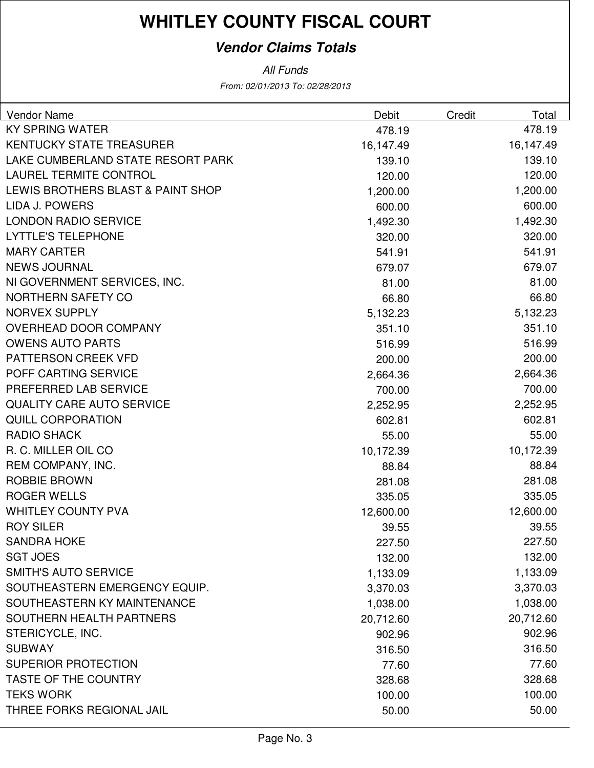# WHITLEY COUNTY FISCAL COURT

## *Vendor Claims Totals*

*All Funds*

*From: 02/01/2013 To: 02/28/2013*

| Vendor Name | Debit | Credit | Total |
|---|---|---|---|
| KY SPRING WATER | 478.19 | | 478.19 |
| KENTUCKY STATE TREASURER | 16,147.49 | | 16,147.49 |
| LAKE CUMBERLAND STATE RESORT PARK | 139.10 | | 139.10 |
| LAUREL TERMITE CONTROL | 120.00 | | 120.00 |
| LEWIS BROTHERS BLAST & PAINT SHOP | 1,200.00 | | 1,200.00 |
| LIDA J. POWERS | 600.00 | | 600.00 |
| LONDON RADIO SERVICE | 1,492.30 | | 1,492.30 |
| LYTTLE'S TELEPHONE | 320.00 | | 320.00 |
| MARY CARTER | 541.91 | | 541.91 |
| NEWS JOURNAL | 679.07 | | 679.07 |
| NI GOVERNMENT SERVICES, INC. | 81.00 | | 81.00 |
| NORTHERN SAFETY CO | 66.80 | | 66.80 |
| NORVEX SUPPLY | 5,132.23 | | 5,132.23 |
| OVERHEAD DOOR COMPANY | 351.10 | | 351.10 |
| OWENS AUTO PARTS | 516.99 | | 516.99 |
| PATTERSON CREEK VFD | 200.00 | | 200.00 |
| POFF CARTING SERVICE | 2,664.36 | | 2,664.36 |
| PREFERRED LAB SERVICE | 700.00 | | 700.00 |
| QUALITY CARE AUTO SERVICE | 2,252.95 | | 2,252.95 |
| QUILL CORPORATION | 602.81 | | 602.81 |
| RADIO SHACK | 55.00 | | 55.00 |
| R. C. MILLER OIL CO | 10,172.39 | | 10,172.39 |
| REM COMPANY, INC. | 88.84 | | 88.84 |
| ROBBIE BROWN | 281.08 | | 281.08 |
| ROGER WELLS | 335.05 | | 335.05 |
| WHITLEY COUNTY PVA | 12,600.00 | | 12,600.00 |
| ROY SILER | 39.55 | | 39.55 |
| SANDRA HOKE | 227.50 | | 227.50 |
| SGT JOES | 132.00 | | 132.00 |
| SMITH'S AUTO SERVICE | 1,133.09 | | 1,133.09 |
| SOUTHEASTERN EMERGENCY EQUIP. | 3,370.03 | | 3,370.03 |
| SOUTHEASTERN KY MAINTENANCE | 1,038.00 | | 1,038.00 |
| SOUTHERN HEALTH PARTNERS | 20,712.60 | | 20,712.60 |
| STERICYCLE, INC. | 902.96 | | 902.96 |
| SUBWAY | 316.50 | | 316.50 |
| SUPERIOR PROTECTION | 77.60 | | 77.60 |
| TASTE OF THE COUNTRY | 328.68 | | 328.68 |
| TEKS WORK | 100.00 | | 100.00 |
| THREE FORKS REGIONAL JAIL | 50.00 | | 50.00 |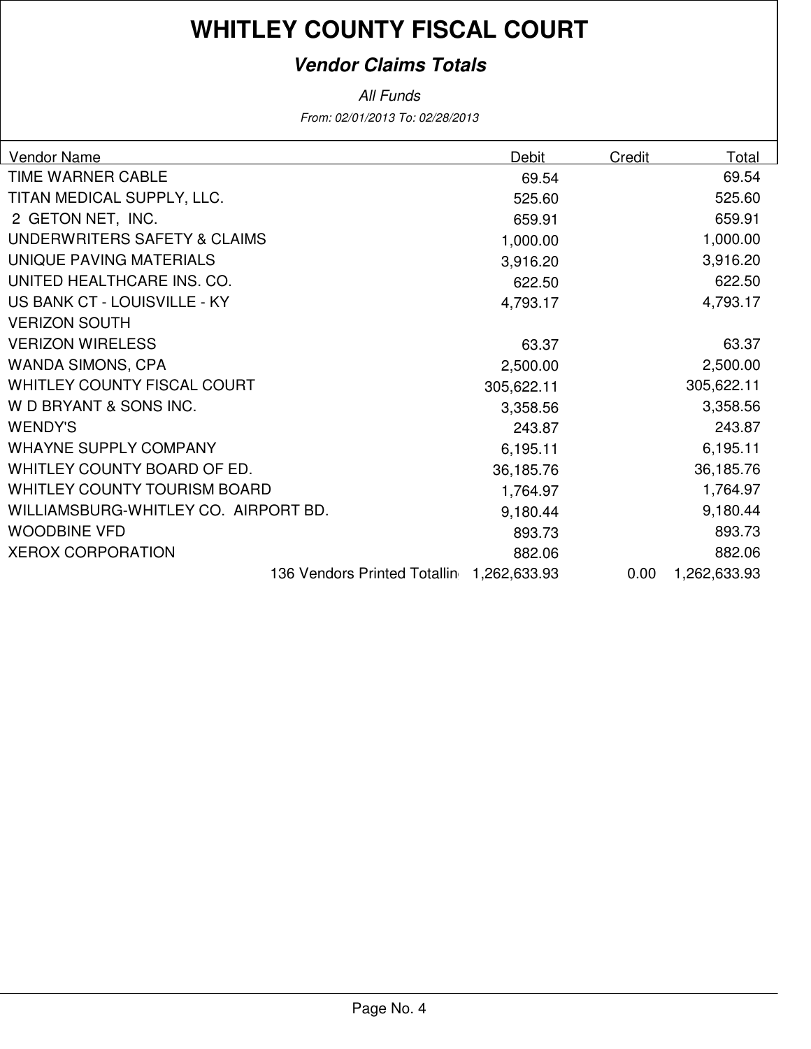# WHITLEY COUNTY FISCAL COURT

## *Vendor Claims Totals*

*All Funds*

*From: 02/01/2013 To: 02/28/2013*

| Vendor Name | Debit | Credit | Total |
|---|---|---|---|
| TIME WARNER CABLE | 69.54 | | 69.54 |
| TITAN MEDICAL SUPPLY, LLC. | 525.60 | | 525.60 |
| 2 GETON NET, INC. | 659.91 | | 659.91 |
| UNDERWRITERS SAFETY & CLAIMS | 1,000.00 | | 1,000.00 |
| UNIQUE PAVING MATERIALS | 3,916.20 | | 3,916.20 |
| UNITED HEALTHCARE INS. CO. | 622.50 | | 622.50 |
| US BANK CT - LOUISVILLE - KY | 4,793.17 | | 4,793.17 |
| VERIZON SOUTH | | | |
| VERIZON WIRELESS | 63.37 | | 63.37 |
| WANDA SIMONS, CPA | 2,500.00 | | 2,500.00 |
| WHITLEY COUNTY FISCAL COURT | 305,622.11 | | 305,622.11 |
| W D BRYANT & SONS INC. | 3,358.56 | | 3,358.56 |
| WENDY'S | 243.87 | | 243.87 |
| WHAYNE SUPPLY COMPANY | 6,195.11 | | 6,195.11 |
| WHITLEY COUNTY BOARD OF ED. | 36,185.76 | | 36,185.76 |
| WHITLEY COUNTY TOURISM BOARD | 1,764.97 | | 1,764.97 |
| WILLIAMSBURG-WHITLEY CO. AIRPORT BD. | 9,180.44 | | 9,180.44 |
| WOODBINE VFD | 893.73 | | 893.73 |
| XEROX CORPORATION | 882.06 | | 882.06 |
| 136 Vendors Printed Totallin | 1,262,633.93 | 0.00 | 1,262,633.93 |